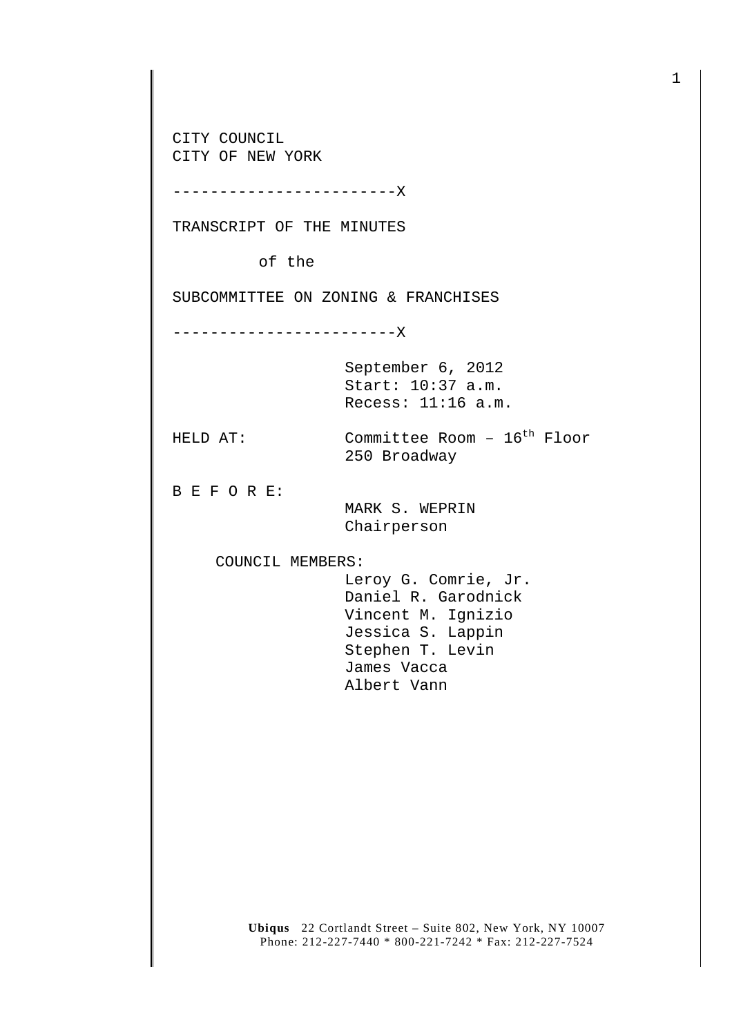CITY COUNCIL
CITY OF NEW YORK

------------------------X

TRANSCRIPT OF THE MINUTES

of the

SUBCOMMITTEE ON ZONING & FRANCHISES

------------------------X

September 6, 2012
Start: 10:37 a.m.
Recess: 11:16 a.m.

HELD AT: Committee Room – 16th Floor
250 Broadway

B E F O R E:

MARK S. WEPRIN
Chairperson

COUNCIL MEMBERS:

Leroy G. Comrie, Jr.
Daniel R. Garodnick
Vincent M. Ignizio
Jessica S. Lappin
Stephen T. Levin
James Vacca
Albert Vann

**Ubiqus** 22 Cortlandt Street – Suite 802, New York, NY 10007
Phone: 212-227-7440 * 800-221-7242 * Fax: 212-227-7524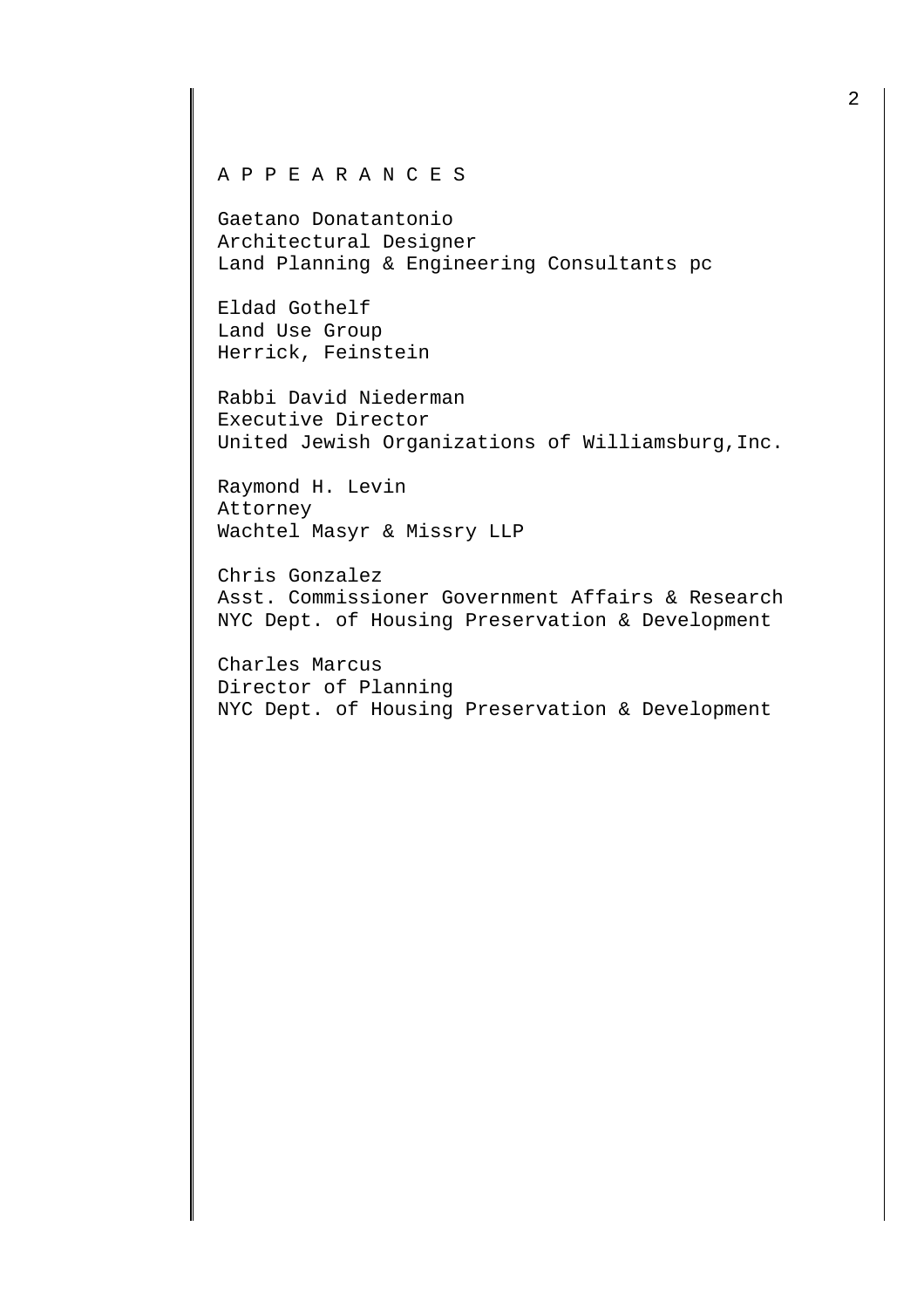A P P E A R A N C E S

Gaetano Donatantonio
Architectural Designer
Land Planning & Engineering Consultants pc

Eldad Gothelf
Land Use Group
Herrick, Feinstein

Rabbi David Niederman
Executive Director
United Jewish Organizations of Williamsburg,Inc.

Raymond H. Levin
Attorney
Wachtel Masyr & Missry LLP

Chris Gonzalez
Asst. Commissioner Government Affairs & Research
NYC Dept. of Housing Preservation & Development

Charles Marcus
Director of Planning
NYC Dept. of Housing Preservation & Development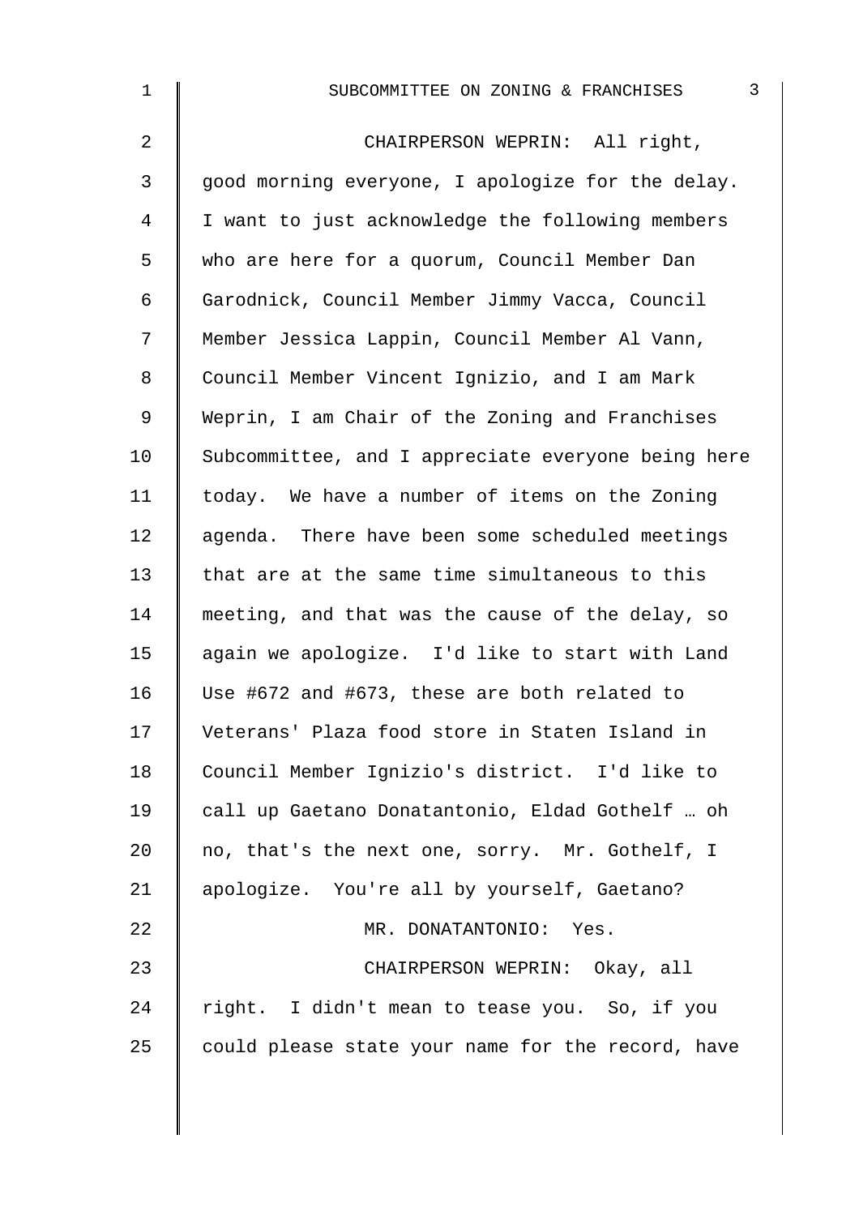CHAIRPERSON WEPRIN: All right, good morning everyone, I apologize for the delay. I want to just acknowledge the following members who are here for a quorum, Council Member Dan Garodnick, Council Member Jimmy Vacca, Council Member Jessica Lappin, Council Member Al Vann, Council Member Vincent Ignizio, and I am Mark Weprin, I am Chair of the Zoning and Franchises Subcommittee, and I appreciate everyone being here today. We have a number of items on the Zoning agenda. There have been some scheduled meetings that are at the same time simultaneous to this meeting, and that was the cause of the delay, so again we apologize. I'd like to start with Land Use #672 and #673, these are both related to Veterans' Plaza food store in Staten Island in Council Member Ignizio's district. I'd like to call up Gaetano Donatantonio, Eldad Gothelf … oh no, that's the next one, sorry. Mr. Gothelf, I apologize. You're all by yourself, Gaetano?

MR. DONATANTONIO: Yes.

CHAIRPERSON WEPRIN: Okay, all right. I didn't mean to tease you. So, if you could please state your name for the record, have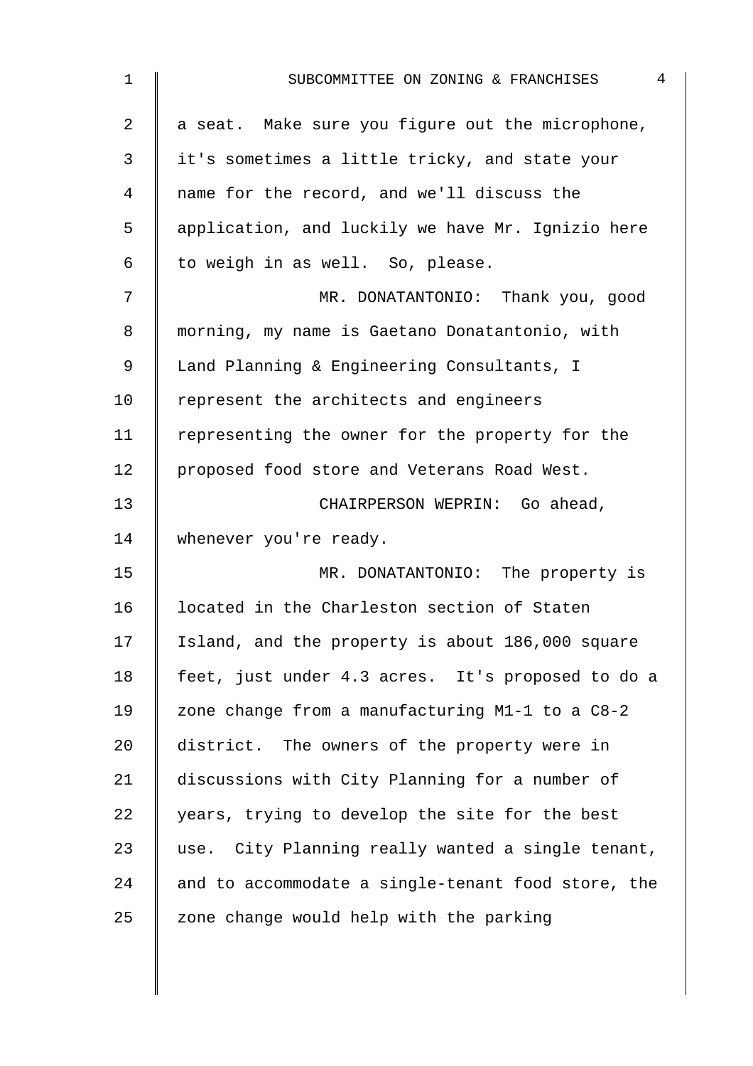a seat. Make sure you figure out the microphone, it's sometimes a little tricky, and state your name for the record, and we'll discuss the application, and luckily we have Mr. Ignizio here to weigh in as well. So, please.

MR. DONATANTONIO: Thank you, good morning, my name is Gaetano Donatantonio, with Land Planning & Engineering Consultants, I represent the architects and engineers representing the owner for the property for the proposed food store and Veterans Road West.

CHAIRPERSON WEPRIN: Go ahead, whenever you're ready.

MR. DONATANTONIO: The property is located in the Charleston section of Staten Island, and the property is about 186,000 square feet, just under 4.3 acres. It's proposed to do a zone change from a manufacturing M1-1 to a C8-2 district. The owners of the property were in discussions with City Planning for a number of years, trying to develop the site for the best use. City Planning really wanted a single tenant, and to accommodate a single-tenant food store, the zone change would help with the parking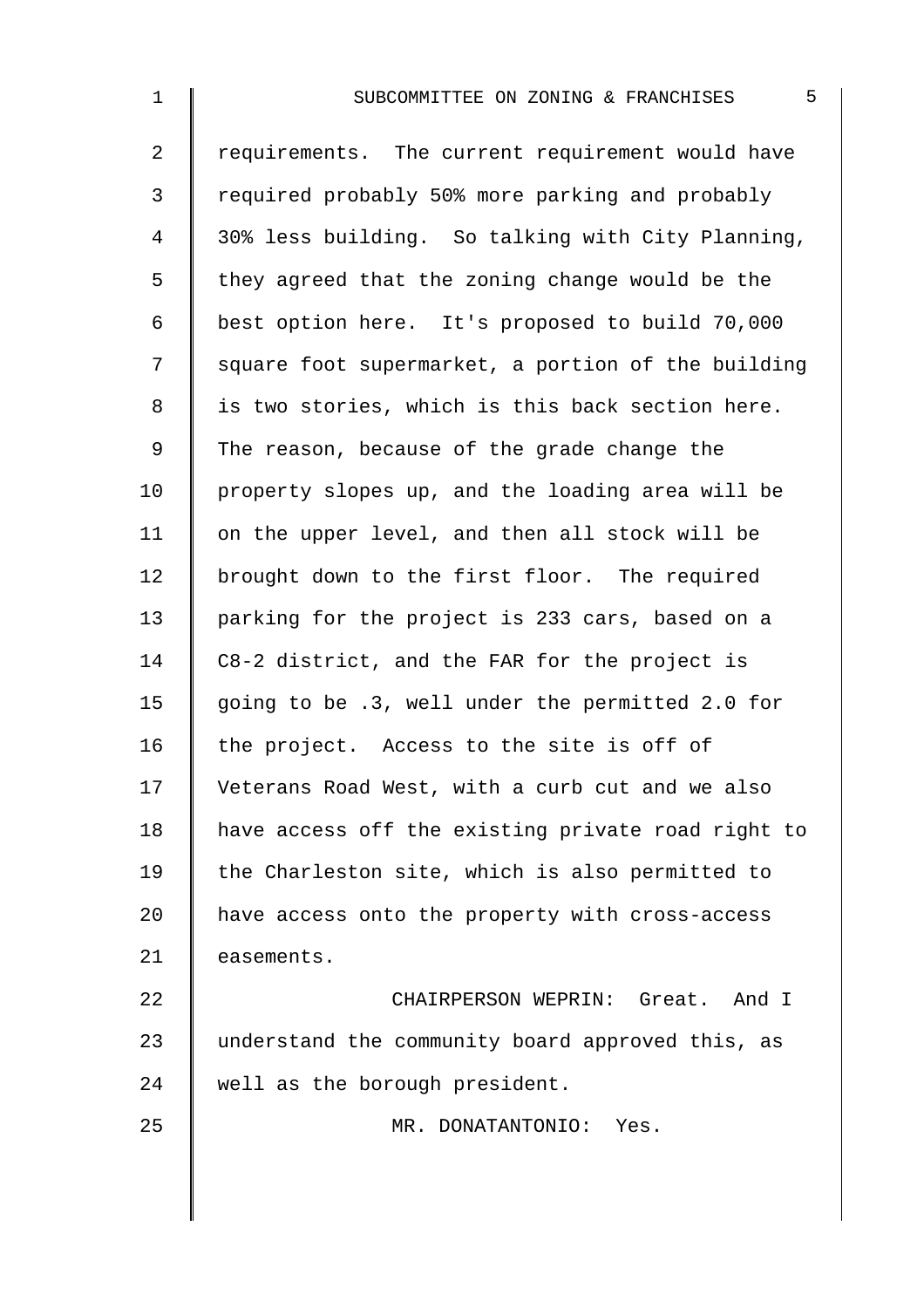requirements. The current requirement would have required probably 50% more parking and probably 30% less building. So talking with City Planning, they agreed that the zoning change would be the best option here. It's proposed to build 70,000 square foot supermarket, a portion of the building is two stories, which is this back section here. The reason, because of the grade change the property slopes up, and the loading area will be on the upper level, and then all stock will be brought down to the first floor. The required parking for the project is 233 cars, based on a C8-2 district, and the FAR for the project is going to be .3, well under the permitted 2.0 for the project. Access to the site is off of Veterans Road West, with a curb cut and we also have access off the existing private road right to the Charleston site, which is also permitted to have access onto the property with cross-access easements.

CHAIRPERSON WEPRIN: Great. And I understand the community board approved this, as well as the borough president.

MR. DONATANTONIO: Yes.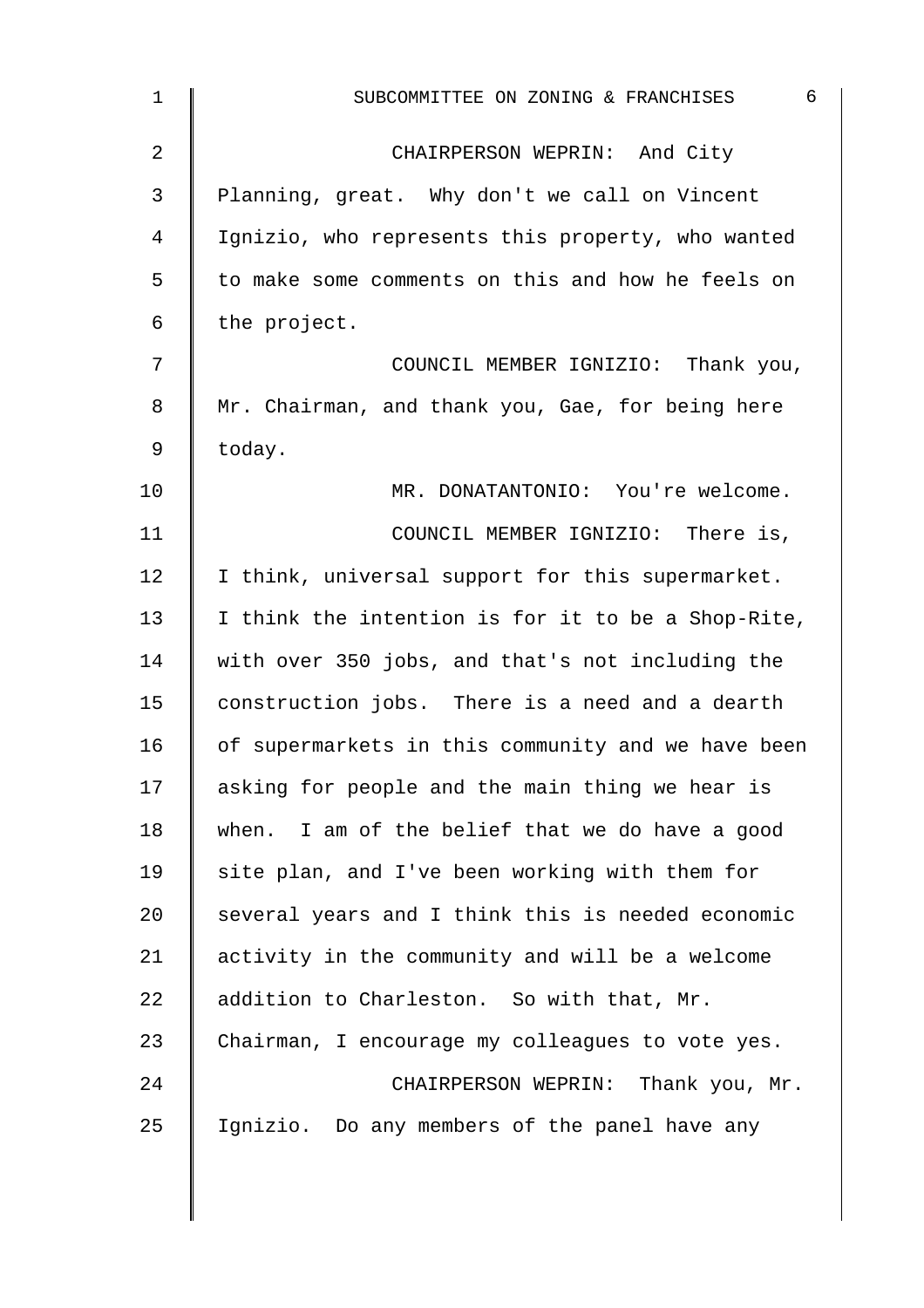CHAIRPERSON WEPRIN: And City Planning, great. Why don't we call on Vincent Ignizio, who represents this property, who wanted to make some comments on this and how he feels on the project.

COUNCIL MEMBER IGNIZIO: Thank you, Mr. Chairman, and thank you, Gae, for being here today.

MR. DONATANTONIO: You're welcome.

COUNCIL MEMBER IGNIZIO: There is, I think, universal support for this supermarket. I think the intention is for it to be a Shop-Rite, with over 350 jobs, and that's not including the construction jobs. There is a need and a dearth of supermarkets in this community and we have been asking for people and the main thing we hear is when. I am of the belief that we do have a good site plan, and I've been working with them for several years and I think this is needed economic activity in the community and will be a welcome addition to Charleston. So with that, Mr. Chairman, I encourage my colleagues to vote yes.

CHAIRPERSON WEPRIN: Thank you, Mr. Ignizio. Do any members of the panel have any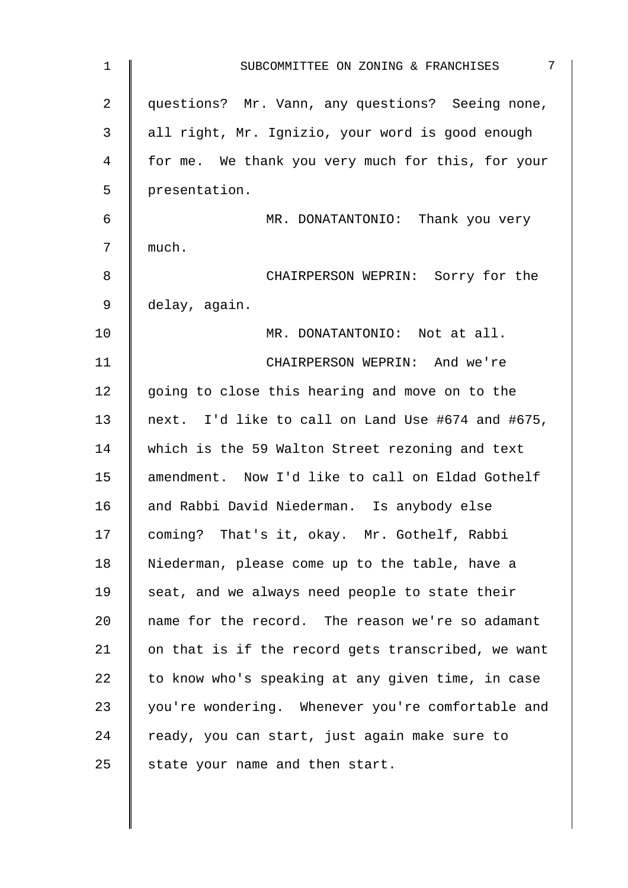questions? Mr. Vann, any questions? Seeing none, all right, Mr. Ignizio, your word is good enough for me. We thank you very much for this, for your presentation.

MR. DONATANTONIO: Thank you very much.

CHAIRPERSON WEPRIN: Sorry for the delay, again.

MR. DONATANTONIO: Not at all.

CHAIRPERSON WEPRIN: And we're going to close this hearing and move on to the next. I'd like to call on Land Use #674 and #675, which is the 59 Walton Street rezoning and text amendment. Now I'd like to call on Eldad Gothelf and Rabbi David Niederman. Is anybody else coming? That's it, okay. Mr. Gothelf, Rabbi Niederman, please come up to the table, have a seat, and we always need people to state their name for the record. The reason we're so adamant on that is if the record gets transcribed, we want to know who's speaking at any given time, in case you're wondering. Whenever you're comfortable and ready, you can start, just again make sure to state your name and then start.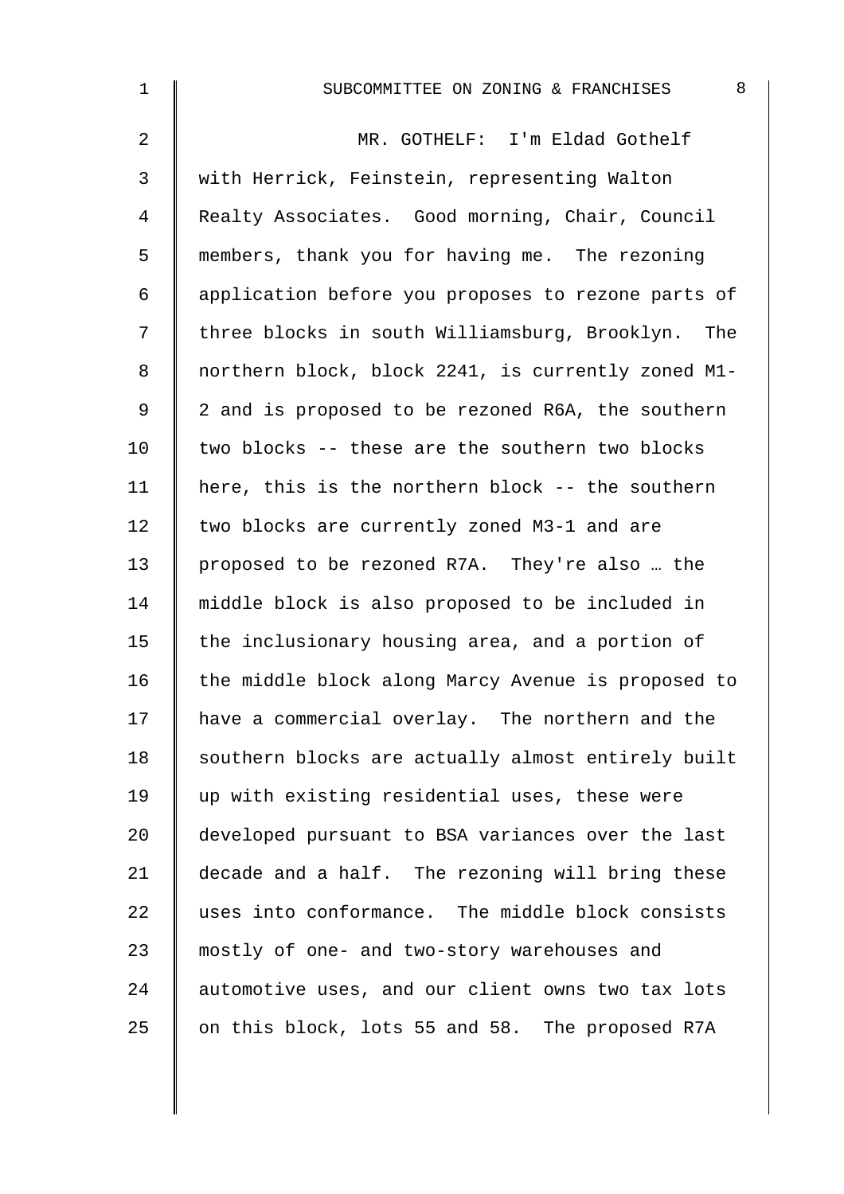MR. GOTHELF: I'm Eldad Gothelf with Herrick, Feinstein, representing Walton Realty Associates. Good morning, Chair, Council members, thank you for having me. The rezoning application before you proposes to rezone parts of three blocks in south Williamsburg, Brooklyn. The northern block, block 2241, is currently zoned M1-2 and is proposed to be rezoned R6A, the southern two blocks -- these are the southern two blocks here, this is the northern block -- the southern two blocks are currently zoned M3-1 and are proposed to be rezoned R7A. They're also … the middle block is also proposed to be included in the inclusionary housing area, and a portion of the middle block along Marcy Avenue is proposed to have a commercial overlay. The northern and the southern blocks are actually almost entirely built up with existing residential uses, these were developed pursuant to BSA variances over the last decade and a half. The rezoning will bring these uses into conformance. The middle block consists mostly of one- and two-story warehouses and automotive uses, and our client owns two tax lots on this block, lots 55 and 58. The proposed R7A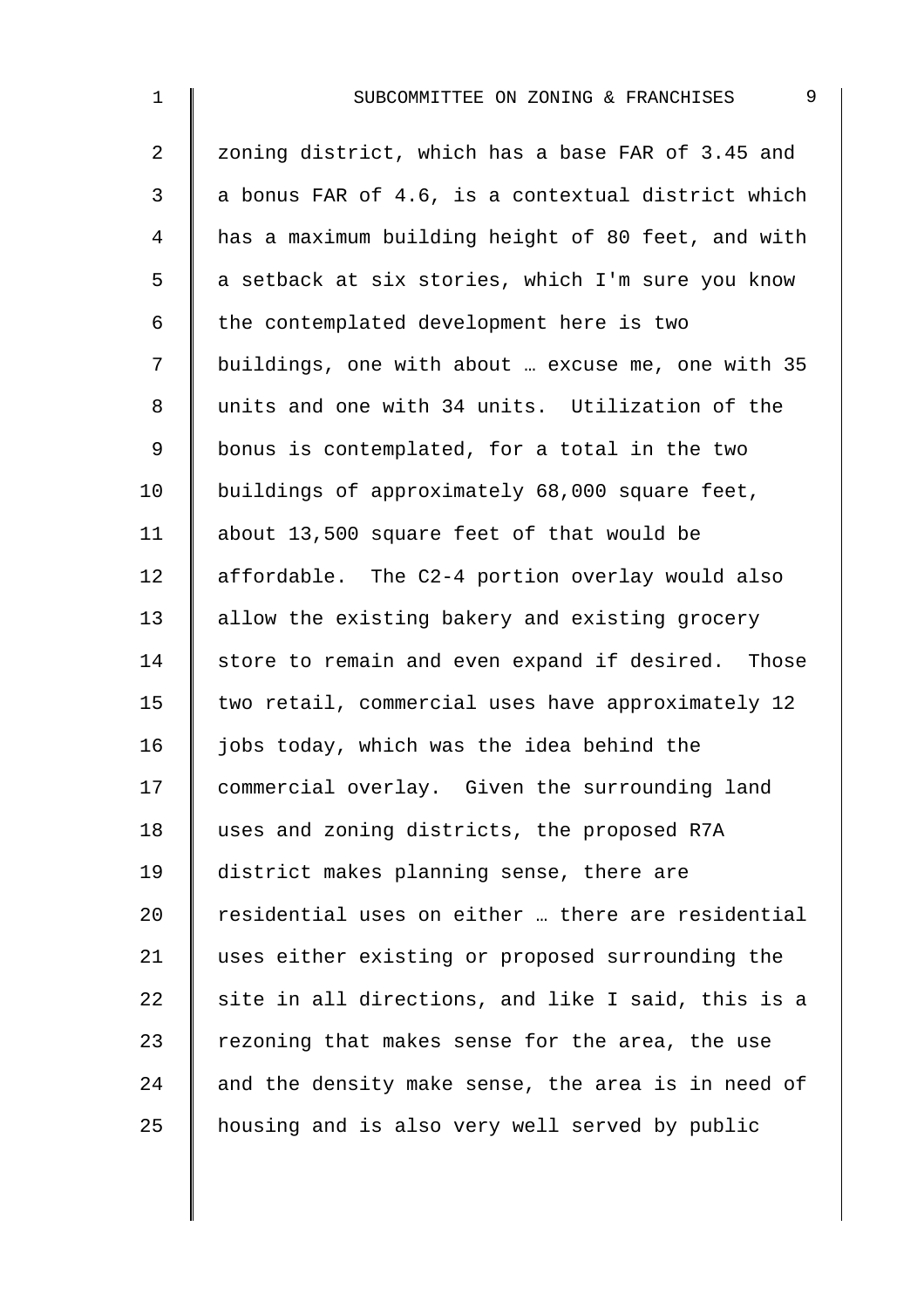zoning district, which has a base FAR of 3.45 and a bonus FAR of 4.6, is a contextual district which has a maximum building height of 80 feet, and with a setback at six stories, which I'm sure you know the contemplated development here is two buildings, one with about … excuse me, one with 35 units and one with 34 units. Utilization of the bonus is contemplated, for a total in the two buildings of approximately 68,000 square feet, about 13,500 square feet of that would be affordable. The C2-4 portion overlay would also allow the existing bakery and existing grocery store to remain and even expand if desired. Those two retail, commercial uses have approximately 12 jobs today, which was the idea behind the commercial overlay. Given the surrounding land uses and zoning districts, the proposed R7A district makes planning sense, there are residential uses on either … there are residential uses either existing or proposed surrounding the site in all directions, and like I said, this is a rezoning that makes sense for the area, the use and the density make sense, the area is in need of housing and is also very well served by public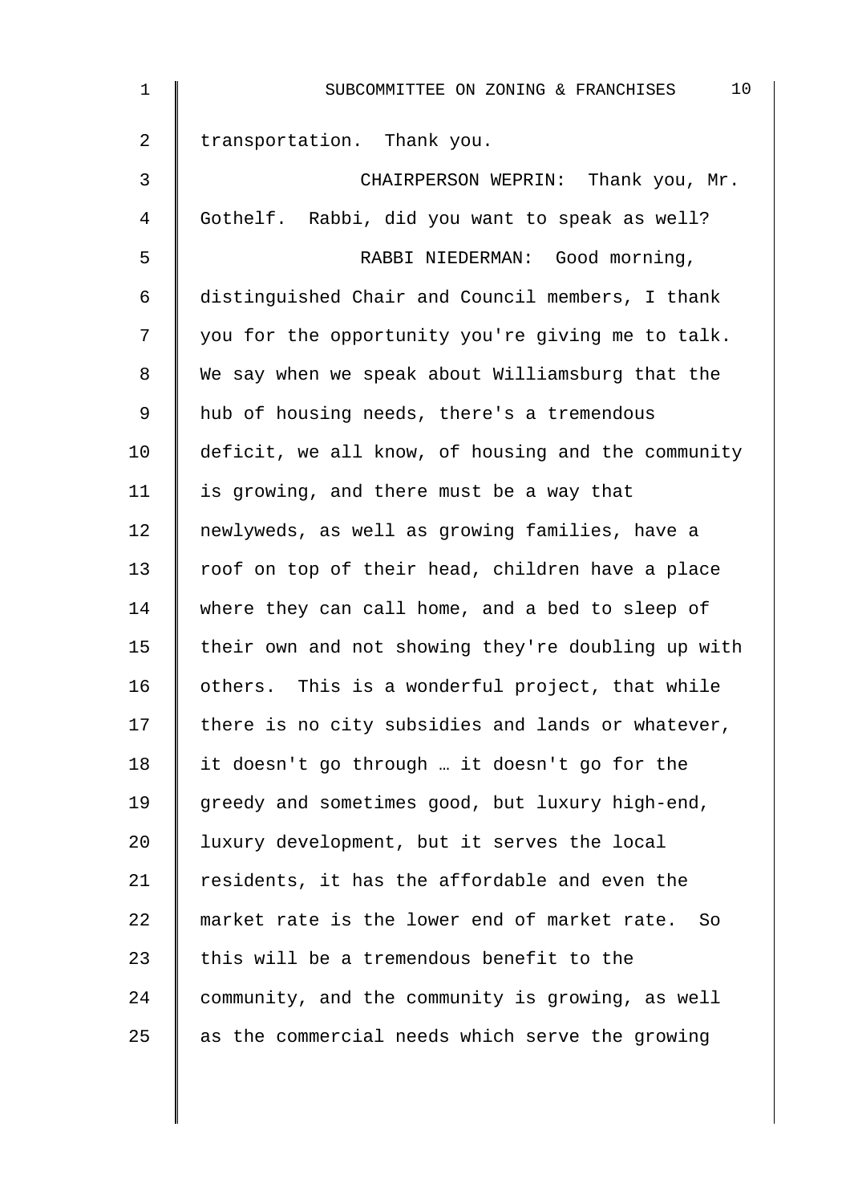transportation. Thank you.

CHAIRPERSON WEPRIN: Thank you, Mr. Gothelf. Rabbi, did you want to speak as well?

RABBI NIEDERMAN: Good morning, distinguished Chair and Council members, I thank you for the opportunity you're giving me to talk. We say when we speak about Williamsburg that the hub of housing needs, there's a tremendous deficit, we all know, of housing and the community is growing, and there must be a way that newlyweds, as well as growing families, have a roof on top of their head, children have a place where they can call home, and a bed to sleep of their own and not showing they're doubling up with others. This is a wonderful project, that while there is no city subsidies and lands or whatever, it doesn't go through … it doesn't go for the greedy and sometimes good, but luxury high-end, luxury development, but it serves the local residents, it has the affordable and even the market rate is the lower end of market rate. So this will be a tremendous benefit to the community, and the community is growing, as well as the commercial needs which serve the growing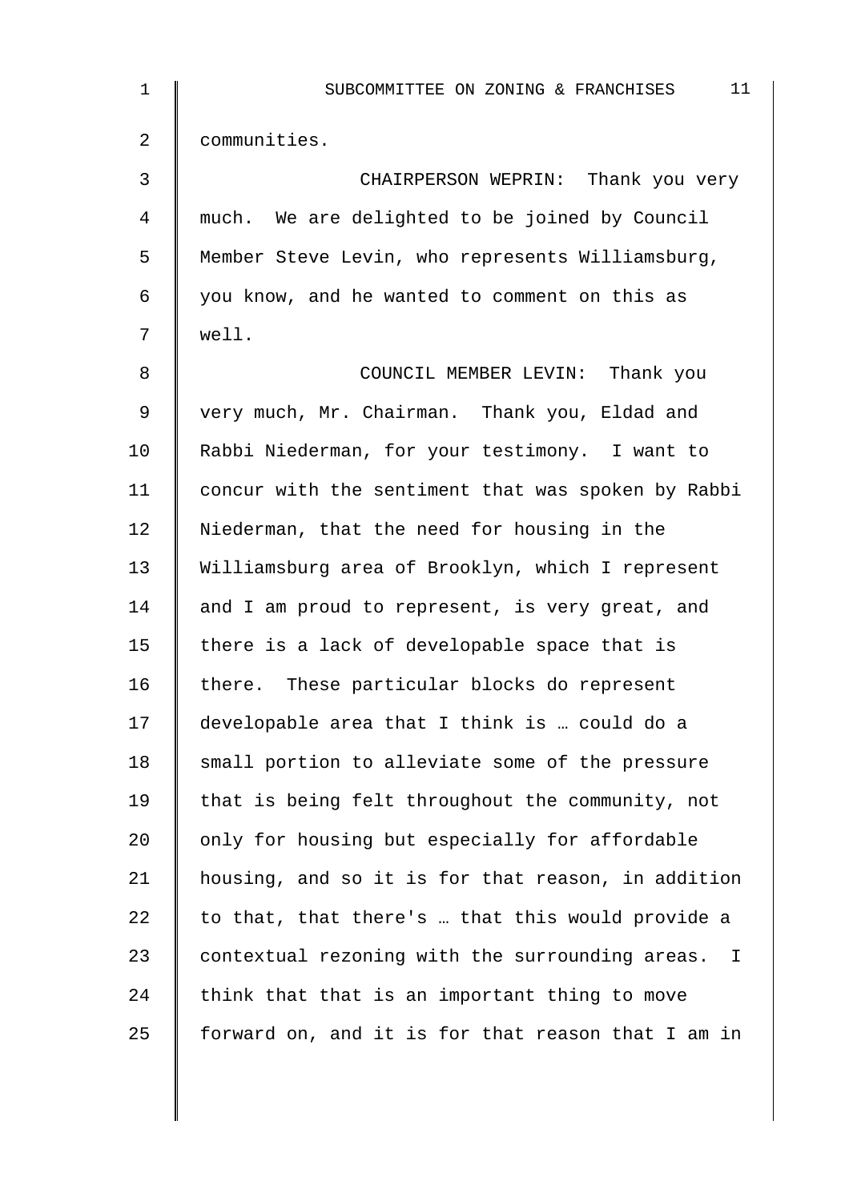communities.

CHAIRPERSON WEPRIN: Thank you very much. We are delighted to be joined by Council Member Steve Levin, who represents Williamsburg, you know, and he wanted to comment on this as well.

COUNCIL MEMBER LEVIN: Thank you very much, Mr. Chairman. Thank you, Eldad and Rabbi Niederman, for your testimony. I want to concur with the sentiment that was spoken by Rabbi Niederman, that the need for housing in the Williamsburg area of Brooklyn, which I represent and I am proud to represent, is very great, and there is a lack of developable space that is there. These particular blocks do represent developable area that I think is … could do a small portion to alleviate some of the pressure that is being felt throughout the community, not only for housing but especially for affordable housing, and so it is for that reason, in addition to that, that there's … that this would provide a contextual rezoning with the surrounding areas. I think that that is an important thing to move forward on, and it is for that reason that I am in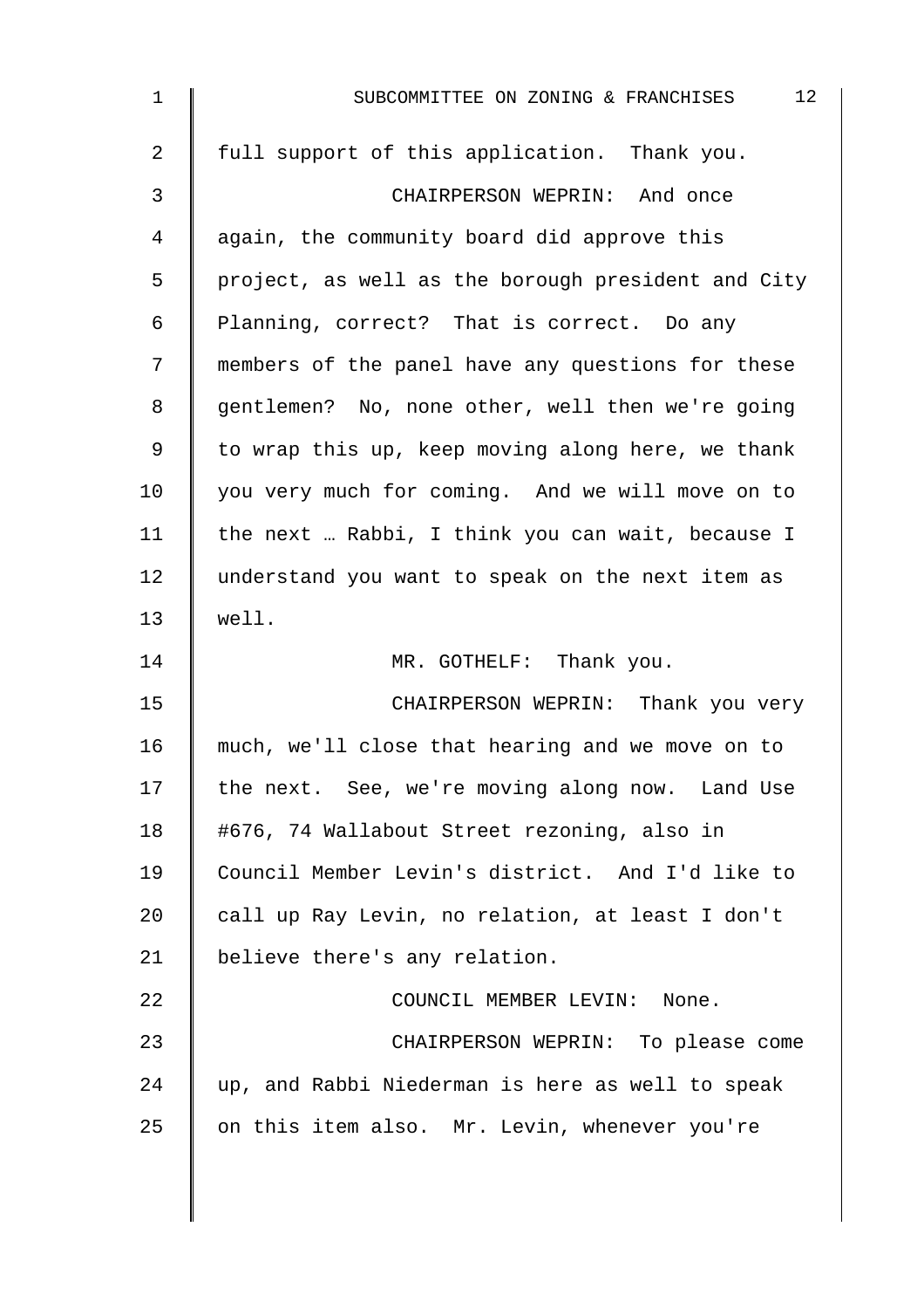full support of this application. Thank you.

CHAIRPERSON WEPRIN: And once again, the community board did approve this project, as well as the borough president and City Planning, correct? That is correct. Do any members of the panel have any questions for these gentlemen? No, none other, well then we're going to wrap this up, keep moving along here, we thank you very much for coming. And we will move on to the next … Rabbi, I think you can wait, because I understand you want to speak on the next item as well.

MR. GOTHELF: Thank you.

CHAIRPERSON WEPRIN: Thank you very much, we'll close that hearing and we move on to the next. See, we're moving along now. Land Use #676, 74 Wallabout Street rezoning, also in Council Member Levin's district. And I'd like to call up Ray Levin, no relation, at least I don't believe there's any relation.

COUNCIL MEMBER LEVIN: None.

CHAIRPERSON WEPRIN: To please come up, and Rabbi Niederman is here as well to speak on this item also. Mr. Levin, whenever you're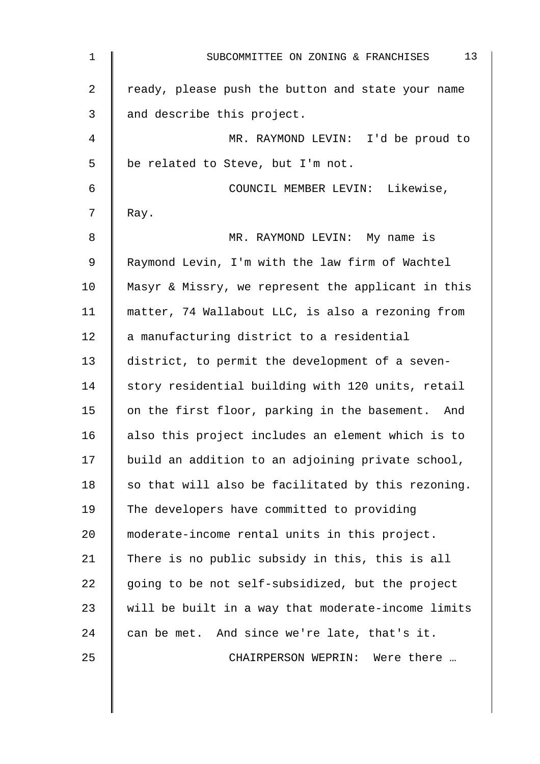ready, please push the button and state your name and describe this project.

MR. RAYMOND LEVIN: I'd be proud to be related to Steve, but I'm not.

COUNCIL MEMBER LEVIN: Likewise, Ray.

MR. RAYMOND LEVIN: My name is Raymond Levin, I'm with the law firm of Wachtel Masyr & Missry, we represent the applicant in this matter, 74 Wallabout LLC, is also a rezoning from a manufacturing district to a residential district, to permit the development of a seven-story residential building with 120 units, retail on the first floor, parking in the basement. And also this project includes an element which is to build an addition to an adjoining private school, so that will also be facilitated by this rezoning. The developers have committed to providing moderate-income rental units in this project. There is no public subsidy in this, this is all going to be not self-subsidized, but the project will be built in a way that moderate-income limits can be met. And since we're late, that's it.

CHAIRPERSON WEPRIN: Were there …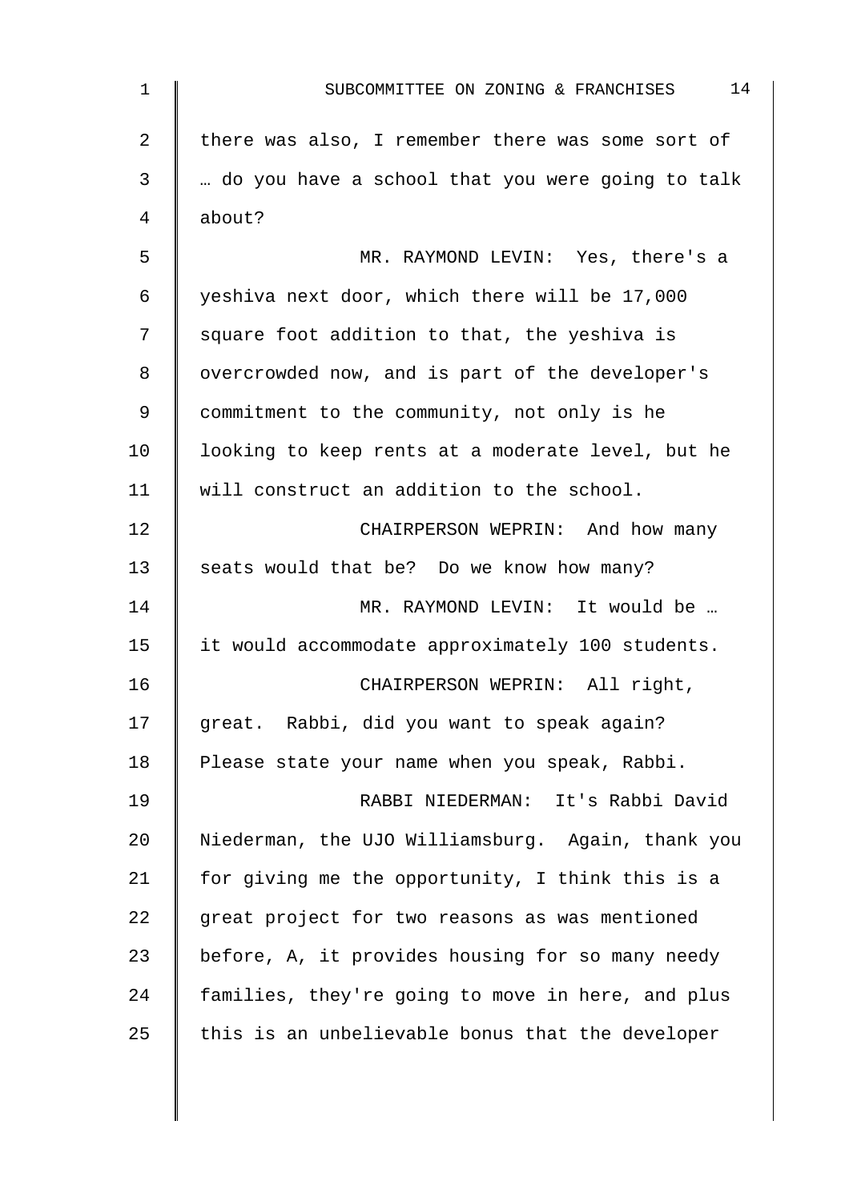there was also, I remember there was some sort of … do you have a school that you were going to talk about?

MR. RAYMOND LEVIN: Yes, there's a yeshiva next door, which there will be 17,000 square foot addition to that, the yeshiva is overcrowded now, and is part of the developer's commitment to the community, not only is he looking to keep rents at a moderate level, but he will construct an addition to the school.

CHAIRPERSON WEPRIN: And how many seats would that be? Do we know how many?

MR. RAYMOND LEVIN: It would be … it would accommodate approximately 100 students.

CHAIRPERSON WEPRIN: All right, great. Rabbi, did you want to speak again? Please state your name when you speak, Rabbi.

RABBI NIEDERMAN: It's Rabbi David Niederman, the UJO Williamsburg. Again, thank you for giving me the opportunity, I think this is a great project for two reasons as was mentioned before, A, it provides housing for so many needy families, they're going to move in here, and plus this is an unbelievable bonus that the developer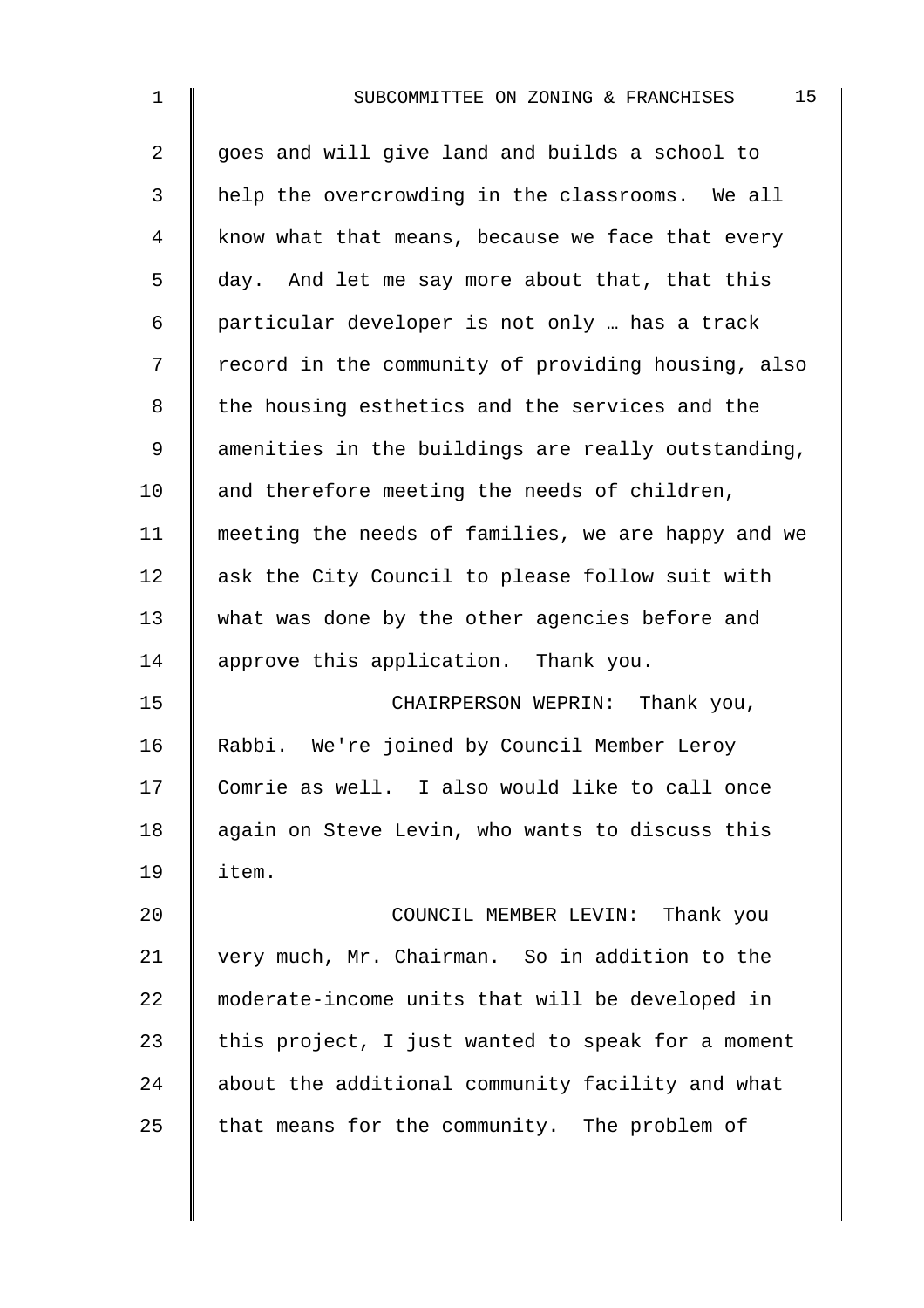goes and will give land and builds a school to help the overcrowding in the classrooms. We all know what that means, because we face that every day. And let me say more about that, that this particular developer is not only … has a track record in the community of providing housing, also the housing esthetics and the services and the amenities in the buildings are really outstanding, and therefore meeting the needs of children, meeting the needs of families, we are happy and we ask the City Council to please follow suit with what was done by the other agencies before and approve this application. Thank you.

CHAIRPERSON WEPRIN: Thank you, Rabbi. We're joined by Council Member Leroy Comrie as well. I also would like to call once again on Steve Levin, who wants to discuss this item.

COUNCIL MEMBER LEVIN: Thank you very much, Mr. Chairman. So in addition to the moderate-income units that will be developed in this project, I just wanted to speak for a moment about the additional community facility and what that means for the community. The problem of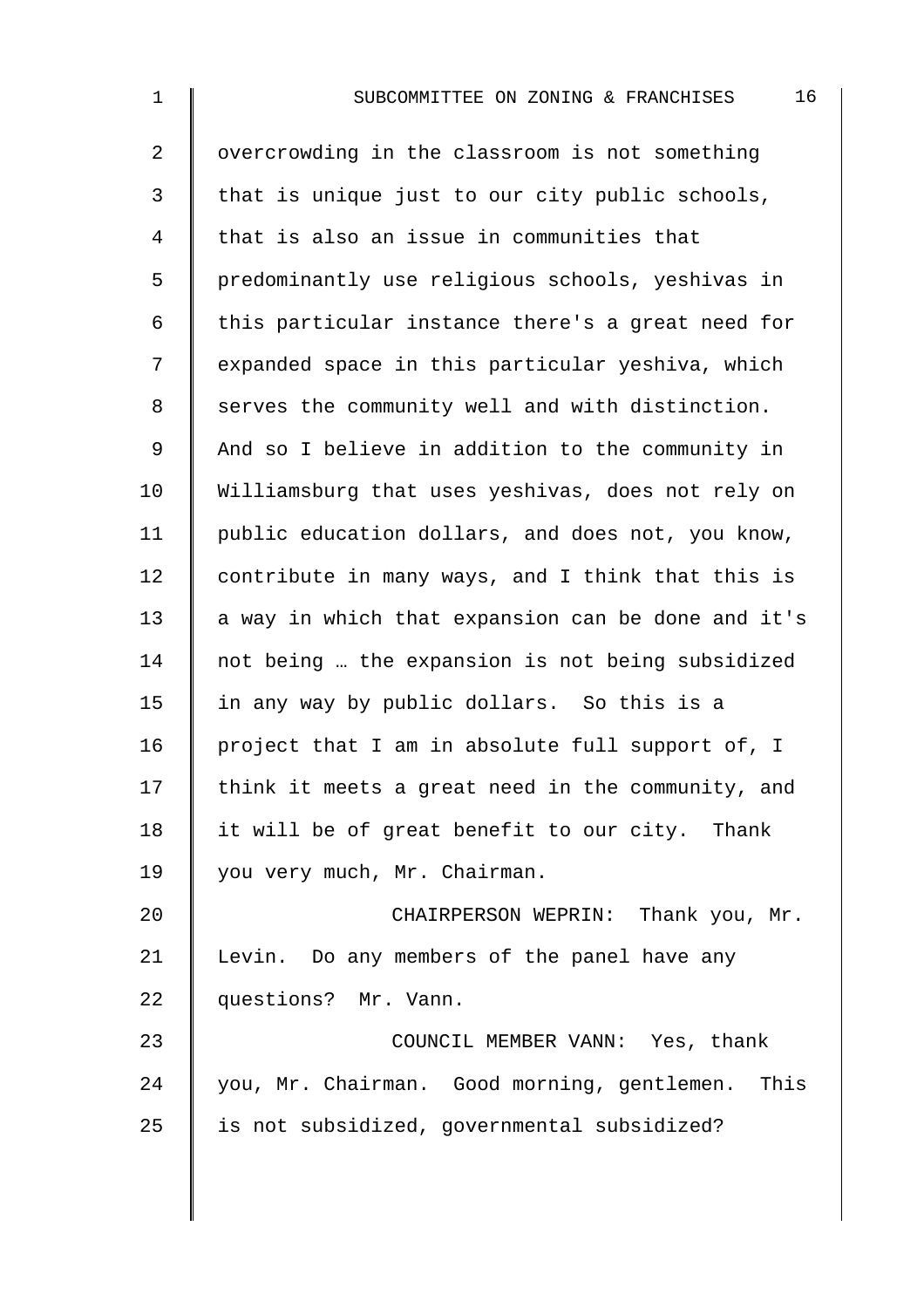overcrowding in the classroom is not something that is unique just to our city public schools, that is also an issue in communities that predominantly use religious schools, yeshivas in this particular instance there's a great need for expanded space in this particular yeshiva, which serves the community well and with distinction. And so I believe in addition to the community in Williamsburg that uses yeshivas, does not rely on public education dollars, and does not, you know, contribute in many ways, and I think that this is a way in which that expansion can be done and it's not being … the expansion is not being subsidized in any way by public dollars. So this is a project that I am in absolute full support of, I think it meets a great need in the community, and it will be of great benefit to our city. Thank you very much, Mr. Chairman.

CHAIRPERSON WEPRIN: Thank you, Mr. Levin. Do any members of the panel have any questions? Mr. Vann.

COUNCIL MEMBER VANN: Yes, thank you, Mr. Chairman. Good morning, gentlemen. This is not subsidized, governmental subsidized?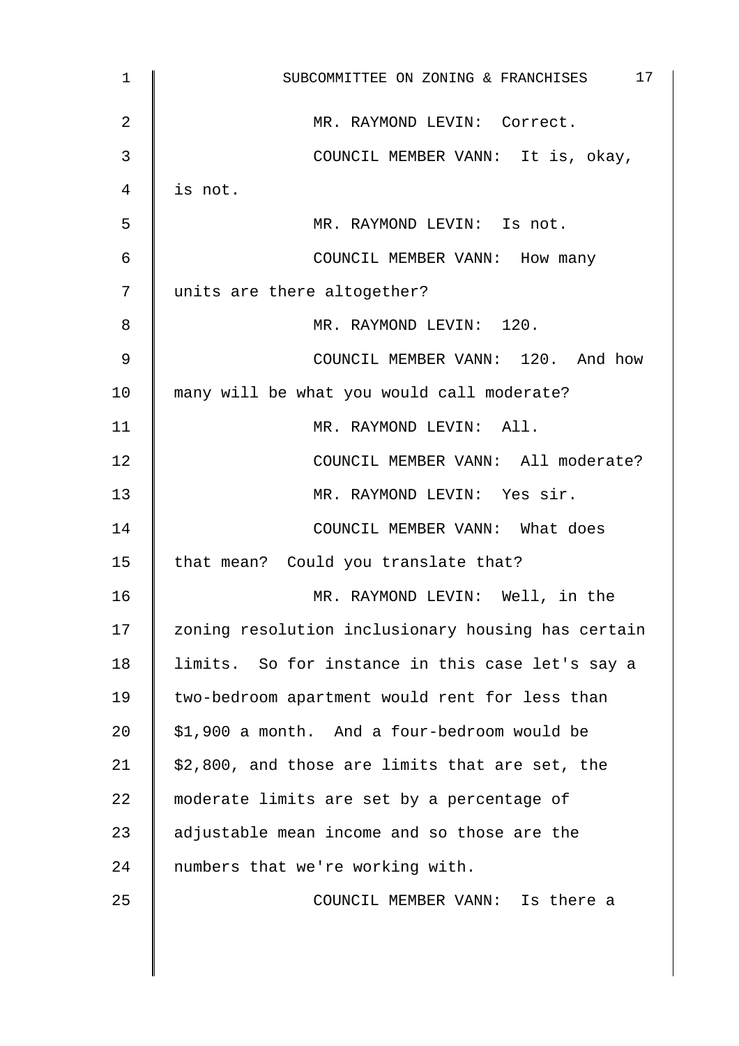MR. RAYMOND LEVIN: Correct.

COUNCIL MEMBER VANN: It is, okay, is not.

MR. RAYMOND LEVIN: Is not.

COUNCIL MEMBER VANN: How many units are there altogether?

MR. RAYMOND LEVIN: 120.

COUNCIL MEMBER VANN: 120. And how many will be what you would call moderate?

MR. RAYMOND LEVIN: All.

COUNCIL MEMBER VANN: All moderate?

MR. RAYMOND LEVIN: Yes sir.

COUNCIL MEMBER VANN: What does that mean? Could you translate that?

MR. RAYMOND LEVIN: Well, in the zoning resolution inclusionary housing has certain limits. So for instance in this case let's say a two-bedroom apartment would rent for less than $1,900 a month. And a four-bedroom would be $2,800, and those are limits that are set, the moderate limits are set by a percentage of adjustable mean income and so those are the numbers that we're working with.

COUNCIL MEMBER VANN: Is there a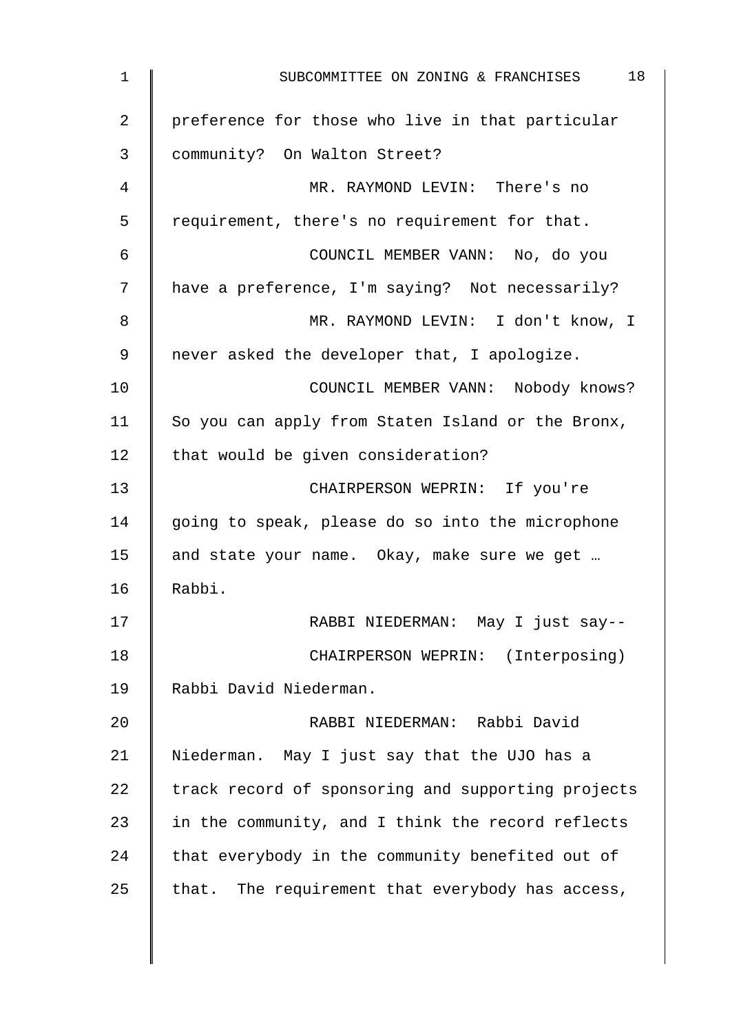preference for those who live in that particular community? On Walton Street?

MR. RAYMOND LEVIN: There's no requirement, there's no requirement for that.

COUNCIL MEMBER VANN: No, do you have a preference, I'm saying? Not necessarily?

MR. RAYMOND LEVIN: I don't know, I never asked the developer that, I apologize.

COUNCIL MEMBER VANN: Nobody knows? So you can apply from Staten Island or the Bronx, that would be given consideration?

CHAIRPERSON WEPRIN: If you're going to speak, please do so into the microphone and state your name. Okay, make sure we get … Rabbi.

RABBI NIEDERMAN: May I just say--

CHAIRPERSON WEPRIN: (Interposing) Rabbi David Niederman.

RABBI NIEDERMAN: Rabbi David Niederman. May I just say that the UJO has a track record of sponsoring and supporting projects in the community, and I think the record reflects that everybody in the community benefited out of that. The requirement that everybody has access,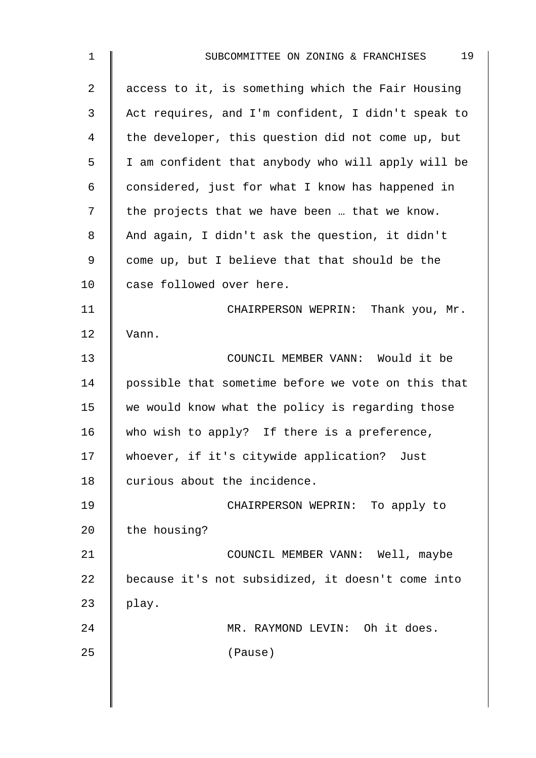access to it, is something which the Fair Housing Act requires, and I'm confident, I didn't speak to the developer, this question did not come up, but I am confident that anybody who will apply will be considered, just for what I know has happened in the projects that we have been … that we know. And again, I didn't ask the question, it didn't come up, but I believe that that should be the case followed over here.

CHAIRPERSON WEPRIN: Thank you, Mr. Vann.

COUNCIL MEMBER VANN: Would it be possible that sometime before we vote on this that we would know what the policy is regarding those who wish to apply? If there is a preference, whoever, if it's citywide application? Just curious about the incidence.

CHAIRPERSON WEPRIN: To apply to the housing?

COUNCIL MEMBER VANN: Well, maybe because it's not subsidized, it doesn't come into play.

MR. RAYMOND LEVIN: Oh it does.

(Pause)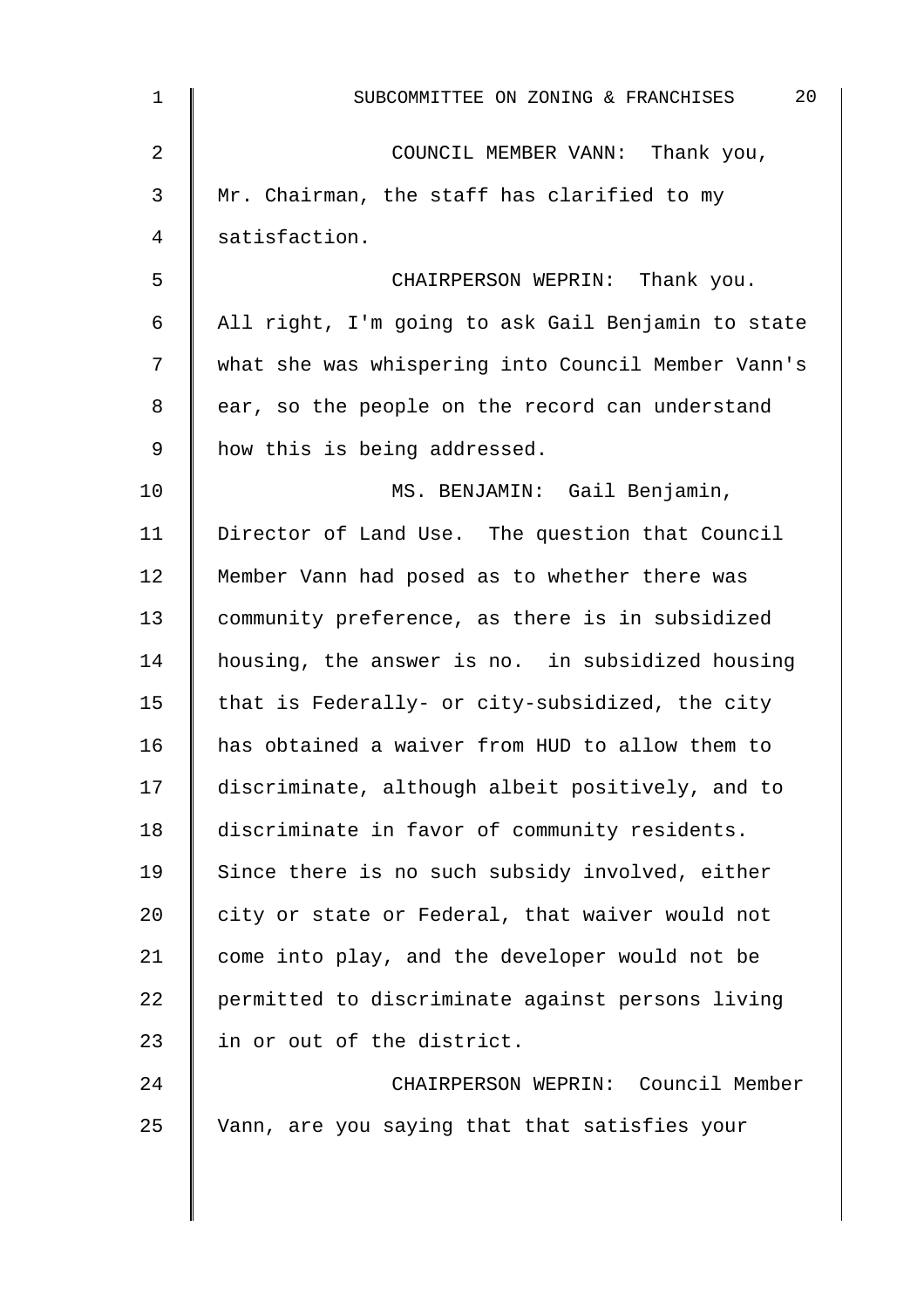COUNCIL MEMBER VANN: Thank you, Mr. Chairman, the staff has clarified to my satisfaction.

CHAIRPERSON WEPRIN: Thank you. All right, I'm going to ask Gail Benjamin to state what she was whispering into Council Member Vann's ear, so the people on the record can understand how this is being addressed.

MS. BENJAMIN: Gail Benjamin, Director of Land Use. The question that Council Member Vann had posed as to whether there was community preference, as there is in subsidized housing, the answer is no. in subsidized housing that is Federally- or city-subsidized, the city has obtained a waiver from HUD to allow them to discriminate, although albeit positively, and to discriminate in favor of community residents. Since there is no such subsidy involved, either city or state or Federal, that waiver would not come into play, and the developer would not be permitted to discriminate against persons living in or out of the district.

CHAIRPERSON WEPRIN: Council Member Vann, are you saying that that satisfies your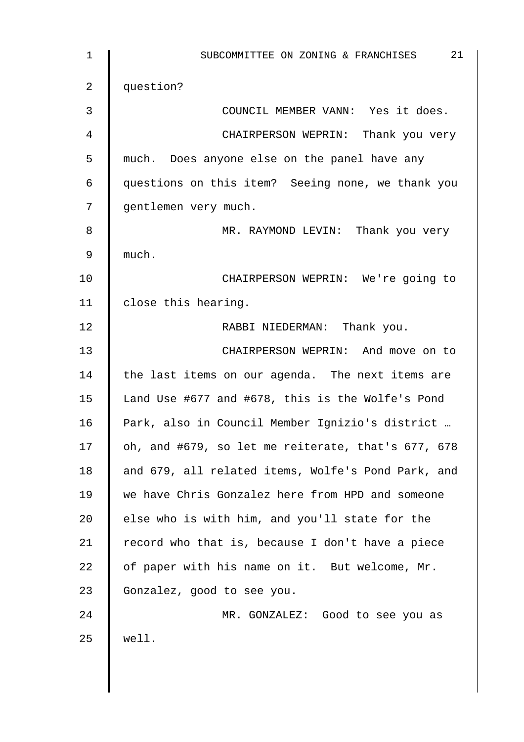question?

COUNCIL MEMBER VANN: Yes it does.

CHAIRPERSON WEPRIN: Thank you very much. Does anyone else on the panel have any questions on this item? Seeing none, we thank you gentlemen very much.

MR. RAYMOND LEVIN: Thank you very much.

CHAIRPERSON WEPRIN: We're going to close this hearing.

RABBI NIEDERMAN: Thank you.

CHAIRPERSON WEPRIN: And move on to the last items on our agenda. The next items are Land Use #677 and #678, this is the Wolfe's Pond Park, also in Council Member Ignizio's district … oh, and #679, so let me reiterate, that's 677, 678 and 679, all related items, Wolfe's Pond Park, and we have Chris Gonzalez here from HPD and someone else who is with him, and you'll state for the record who that is, because I don't have a piece of paper with his name on it. But welcome, Mr. Gonzalez, good to see you.

MR. GONZALEZ: Good to see you as well.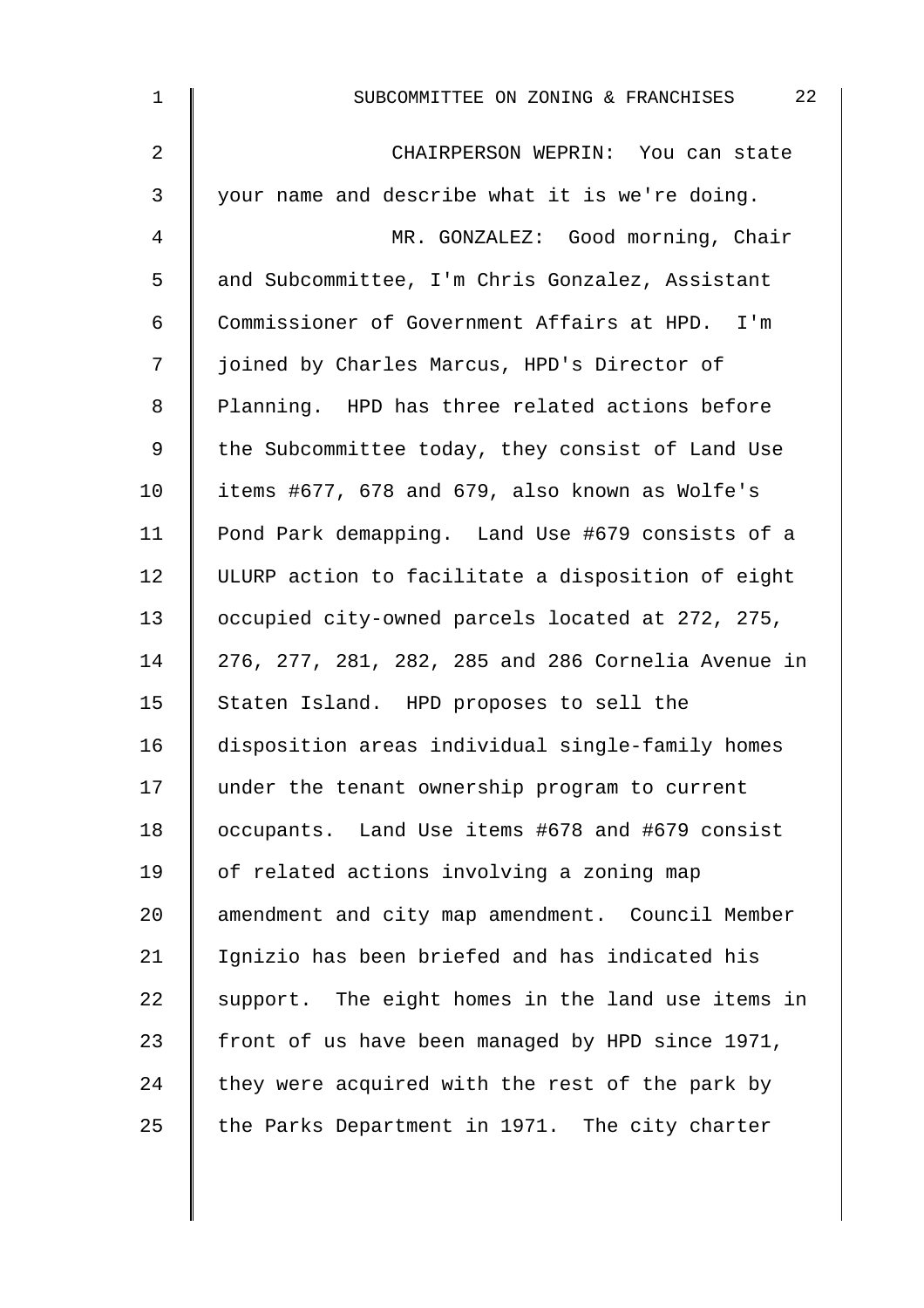CHAIRPERSON WEPRIN: You can state your name and describe what it is we're doing.

MR. GONZALEZ: Good morning, Chair and Subcommittee, I'm Chris Gonzalez, Assistant Commissioner of Government Affairs at HPD. I'm joined by Charles Marcus, HPD's Director of Planning. HPD has three related actions before the Subcommittee today, they consist of Land Use items #677, 678 and 679, also known as Wolfe's Pond Park demapping. Land Use #679 consists of a ULURP action to facilitate a disposition of eight occupied city-owned parcels located at 272, 275, 276, 277, 281, 282, 285 and 286 Cornelia Avenue in Staten Island. HPD proposes to sell the disposition areas individual single-family homes under the tenant ownership program to current occupants. Land Use items #678 and #679 consist of related actions involving a zoning map amendment and city map amendment. Council Member Ignizio has been briefed and has indicated his support. The eight homes in the land use items in front of us have been managed by HPD since 1971, they were acquired with the rest of the park by the Parks Department in 1971. The city charter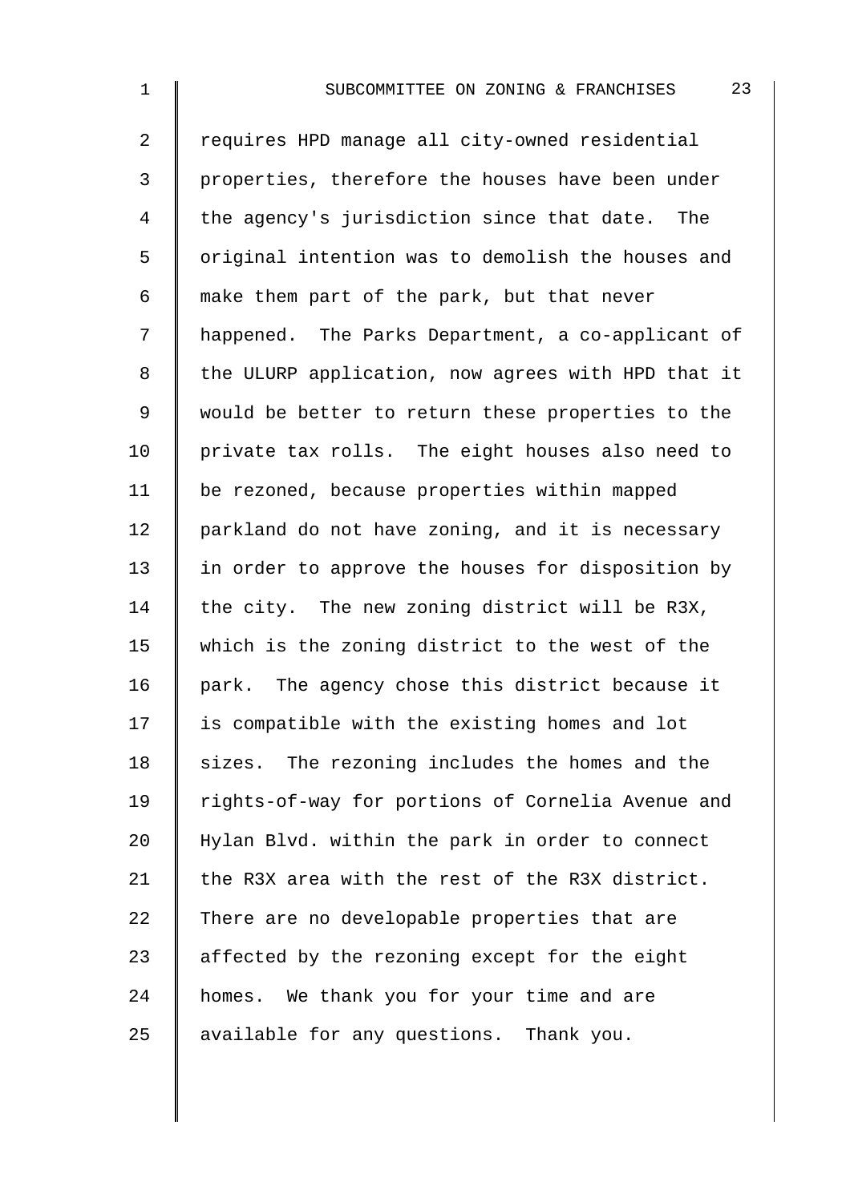requires HPD manage all city-owned residential properties, therefore the houses have been under the agency's jurisdiction since that date. The original intention was to demolish the houses and make them part of the park, but that never happened. The Parks Department, a co-applicant of the ULURP application, now agrees with HPD that it would be better to return these properties to the private tax rolls. The eight houses also need to be rezoned, because properties within mapped parkland do not have zoning, and it is necessary in order to approve the houses for disposition by the city. The new zoning district will be R3X, which is the zoning district to the west of the park. The agency chose this district because it is compatible with the existing homes and lot sizes. The rezoning includes the homes and the rights-of-way for portions of Cornelia Avenue and Hylan Blvd. within the park in order to connect the R3X area with the rest of the R3X district. There are no developable properties that are affected by the rezoning except for the eight homes. We thank you for your time and are available for any questions. Thank you.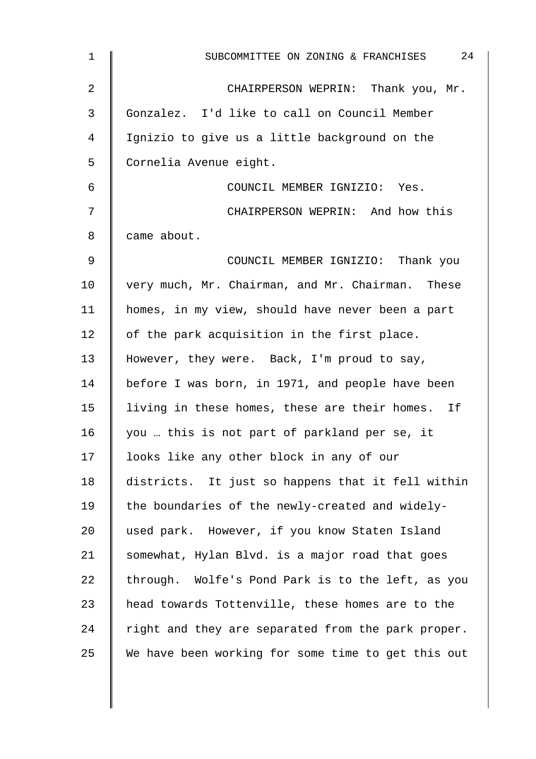CHAIRPERSON WEPRIN: Thank you, Mr. Gonzalez. I'd like to call on Council Member Ignizio to give us a little background on the Cornelia Avenue eight.

COUNCIL MEMBER IGNIZIO: Yes.

CHAIRPERSON WEPRIN: And how this came about.

COUNCIL MEMBER IGNIZIO: Thank you very much, Mr. Chairman, and Mr. Chairman. These homes, in my view, should have never been a part of the park acquisition in the first place. However, they were. Back, I'm proud to say, before I was born, in 1971, and people have been living in these homes, these are their homes. If you … this is not part of parkland per se, it looks like any other block in any of our districts. It just so happens that it fell within the boundaries of the newly-created and widely-used park. However, if you know Staten Island somewhat, Hylan Blvd. is a major road that goes through. Wolfe's Pond Park is to the left, as you head towards Tottenville, these homes are to the right and they are separated from the park proper. We have been working for some time to get this out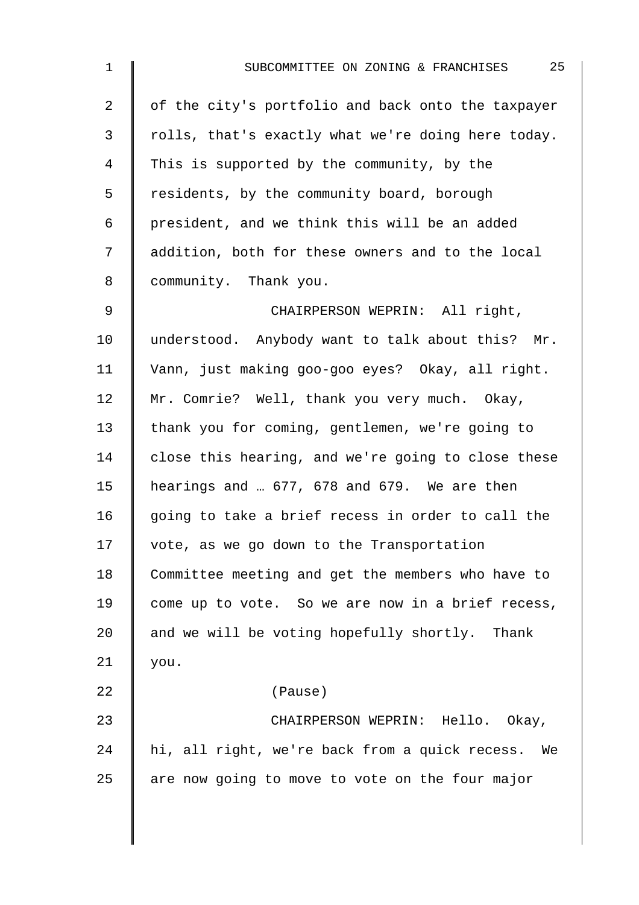of the city's portfolio and back onto the taxpayer rolls, that's exactly what we're doing here today. This is supported by the community, by the residents, by the community board, borough president, and we think this will be an added addition, both for these owners and to the local community. Thank you.

CHAIRPERSON WEPRIN: All right, understood. Anybody want to talk about this? Mr. Vann, just making goo-goo eyes? Okay, all right. Mr. Comrie? Well, thank you very much. Okay, thank you for coming, gentlemen, we're going to close this hearing, and we're going to close these hearings and … 677, 678 and 679. We are then going to take a brief recess in order to call the vote, as we go down to the Transportation Committee meeting and get the members who have to come up to vote. So we are now in a brief recess, and we will be voting hopefully shortly. Thank you.

(Pause)

CHAIRPERSON WEPRIN: Hello. Okay, hi, all right, we're back from a quick recess. We are now going to move to vote on the four major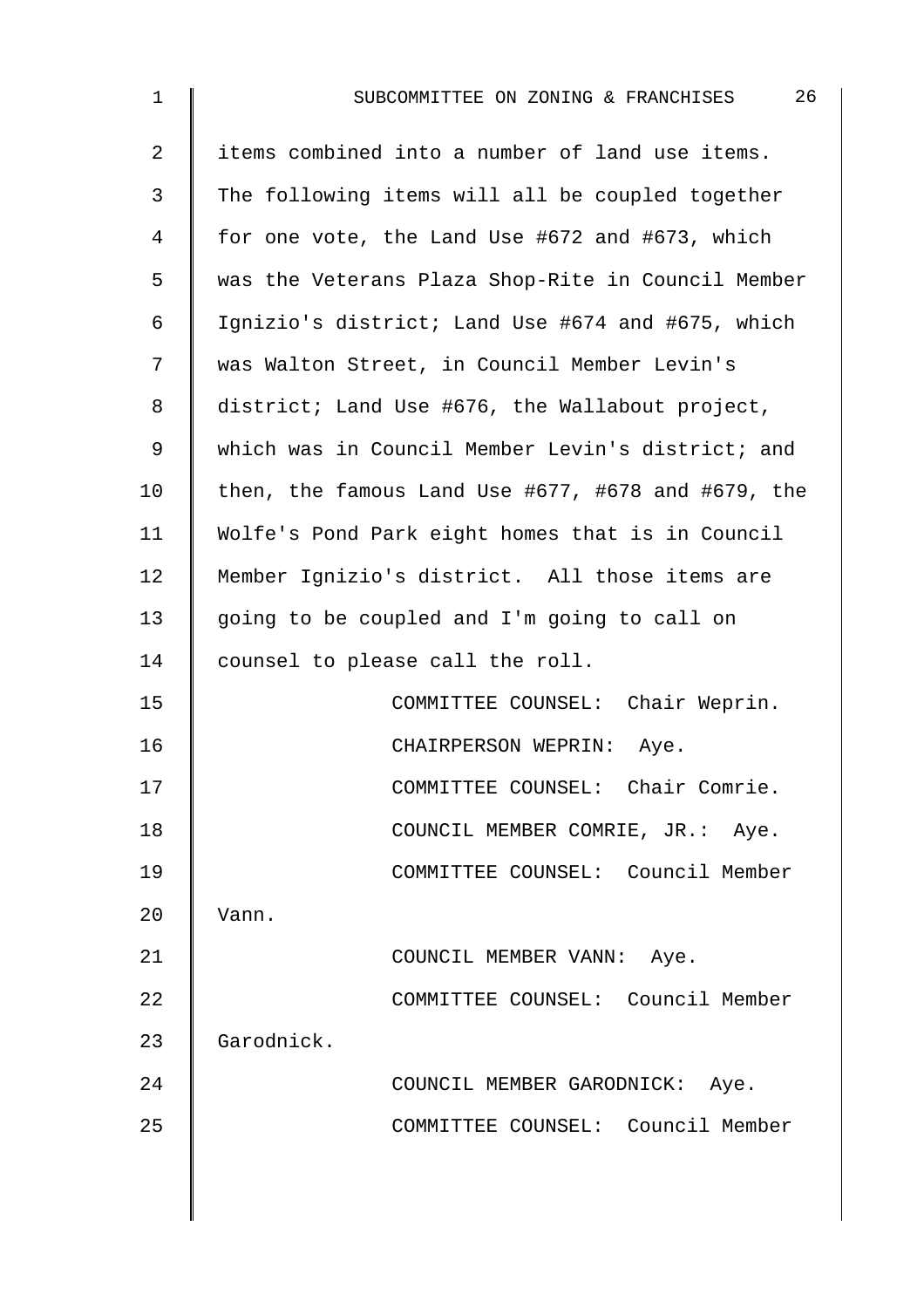items combined into a number of land use items. The following items will all be coupled together for one vote, the Land Use #672 and #673, which was the Veterans Plaza Shop-Rite in Council Member Ignizio's district; Land Use #674 and #675, which was Walton Street, in Council Member Levin's district; Land Use #676, the Wallabout project, which was in Council Member Levin's district; and then, the famous Land Use #677, #678 and #679, the Wolfe's Pond Park eight homes that is in Council Member Ignizio's district. All those items are going to be coupled and I'm going to call on counsel to please call the roll.

COMMITTEE COUNSEL: Chair Weprin.

CHAIRPERSON WEPRIN: Aye.

COMMITTEE COUNSEL: Chair Comrie.

COUNCIL MEMBER COMRIE, JR.: Aye.

COMMITTEE COUNSEL: Council Member Vann.

COUNCIL MEMBER VANN: Aye.

COMMITTEE COUNSEL: Council Member Garodnick.

COUNCIL MEMBER GARODNICK: Aye.

COMMITTEE COUNSEL: Council Member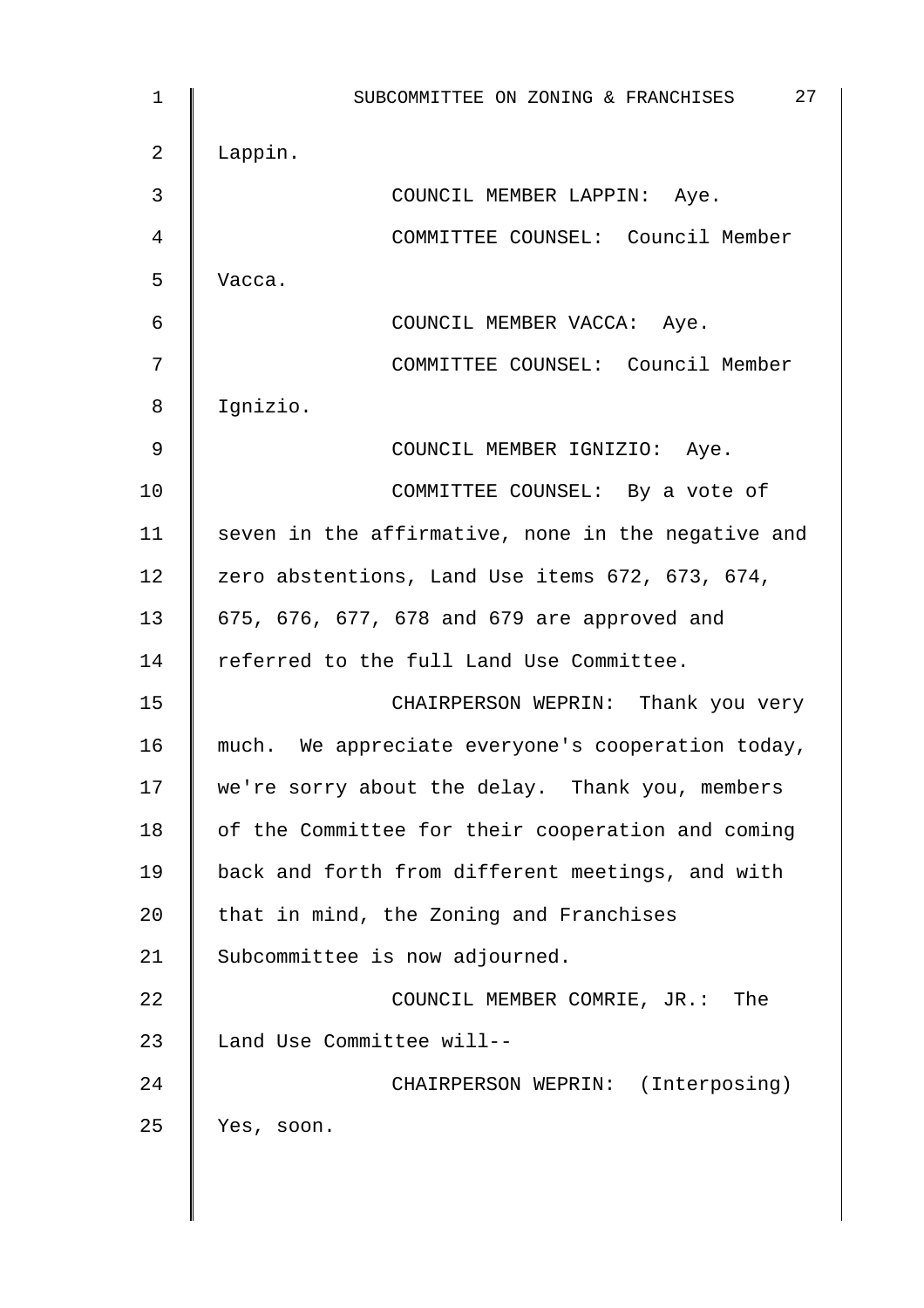Lappin.

COUNCIL MEMBER LAPPIN: Aye.

COMMITTEE COUNSEL: Council Member Vacca.

COUNCIL MEMBER VACCA: Aye.

COMMITTEE COUNSEL: Council Member Ignizio.

COUNCIL MEMBER IGNIZIO: Aye.

COMMITTEE COUNSEL: By a vote of seven in the affirmative, none in the negative and zero abstentions, Land Use items 672, 673, 674, 675, 676, 677, 678 and 679 are approved and referred to the full Land Use Committee.

CHAIRPERSON WEPRIN: Thank you very much. We appreciate everyone's cooperation today, we're sorry about the delay. Thank you, members of the Committee for their cooperation and coming back and forth from different meetings, and with that in mind, the Zoning and Franchises Subcommittee is now adjourned.

COUNCIL MEMBER COMRIE, JR.: The Land Use Committee will--

CHAIRPERSON WEPRIN: (Interposing) Yes, soon.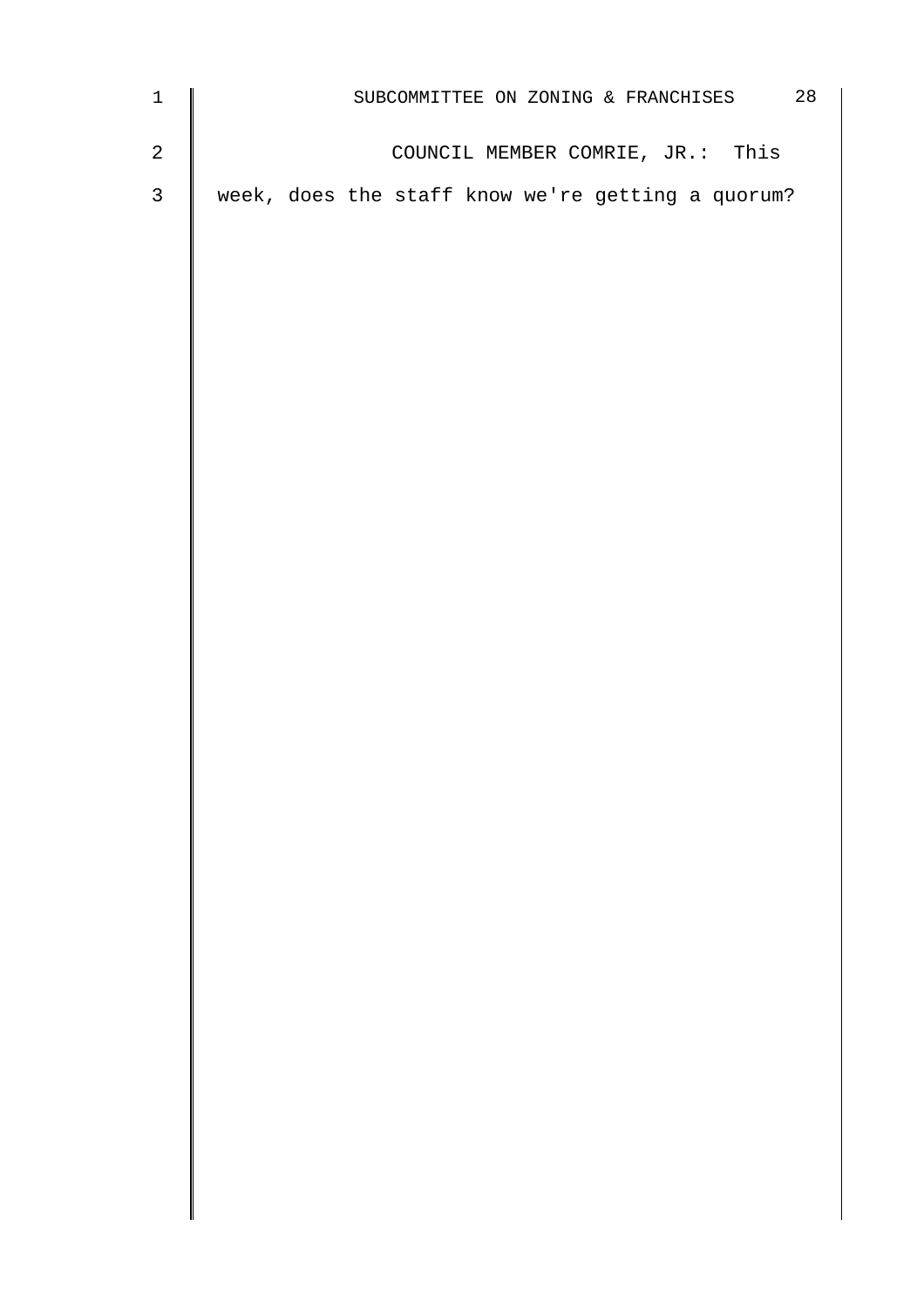COUNCIL MEMBER COMRIE, JR.: This week, does the staff know we're getting a quorum?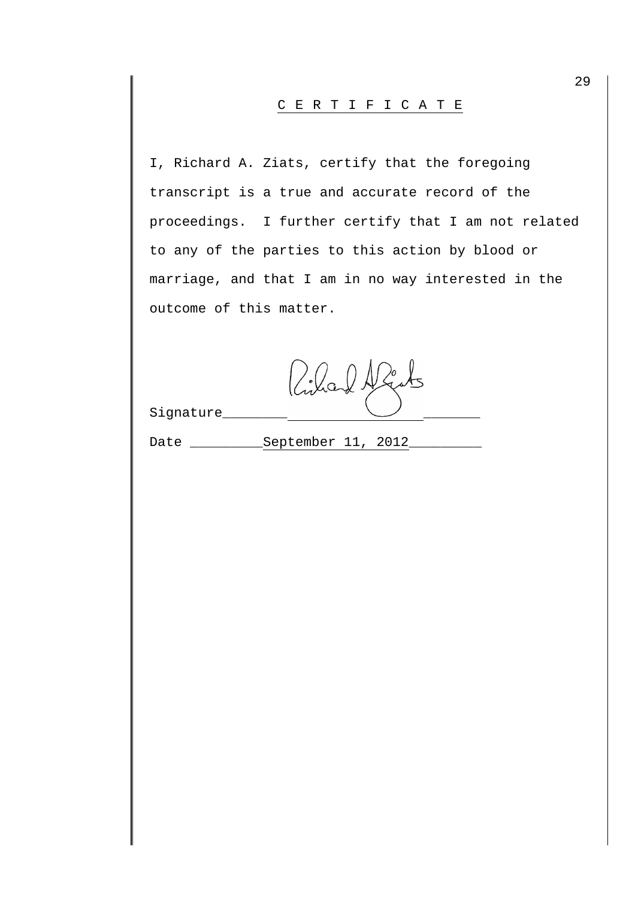# C E R T I F I C A T E

I, Richard A. Ziats, certify that the foregoing transcript is a true and accurate record of the proceedings. I further certify that I am not related to any of the parties to this action by blood or marriage, and that I am in no way interested in the outcome of this matter.

Signature_________________________________

Date _________September 11, 2012_________